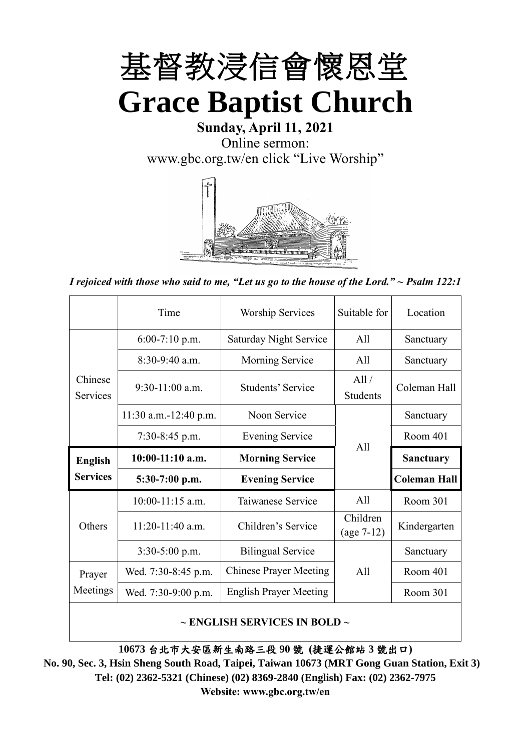# 基督教浸信會懷恩堂
# Grace Baptist Church

**Sunday, April 11, 2021**

Online sermon:
www.gbc.org.tw/en click "Live Worship"

*I rejoiced with those who said to me, "Let us go to the house of the Lord." ~ Psalm 122:1*

| | Time | Worship Services | Suitable for | Location |
|---|---|---|---|---|
| Chinese Services | 6:00-7:10 p.m. | Saturday Night Service | All | Sanctuary |
| | 8:30-9:40 a.m. | Morning Service | All | Sanctuary |
| | 9:30-11:00 a.m. | Students' Service | All / Students | Coleman Hall |
| | 11:30 a.m.-12:40 p.m. | Noon Service | All | Sanctuary |
| | 7:30-8:45 p.m. | Evening Service | All | Room 401 |
| **English Services** | **10:00-11:10 a.m.** | **Morning Service** | All | **Sanctuary** |
| | **5:30-7:00 p.m.** | **Evening Service** | All | **Coleman Hall** |
| Others | 10:00-11:15 a.m. | Taiwanese Service | All | Room 301 |
| | 11:20-11:40 a.m. | Children's Service | Children (age 7-12) | Kindergarten |
| | 3:30-5:00 p.m. | Bilingual Service | All | Sanctuary |
| Prayer Meetings | Wed. 7:30-8:45 p.m. | Chinese Prayer Meeting | All | Room 401 |
| | Wed. 7:30-9:00 p.m. | English Prayer Meeting | All | Room 301 |

**~ ENGLISH SERVICES IN BOLD ~**

**10673 台北市大安區新生南路三段 90 號 (捷運公館站 3 號出口)**

**No. 90, Sec. 3, Hsin Sheng South Road, Taipei, Taiwan 10673 (MRT Gong Guan Station, Exit 3)**

**Tel: (02) 2362-5321 (Chinese) (02) 8369-2840 (English) Fax: (02) 2362-7975**

**Website: www.gbc.org.tw/en**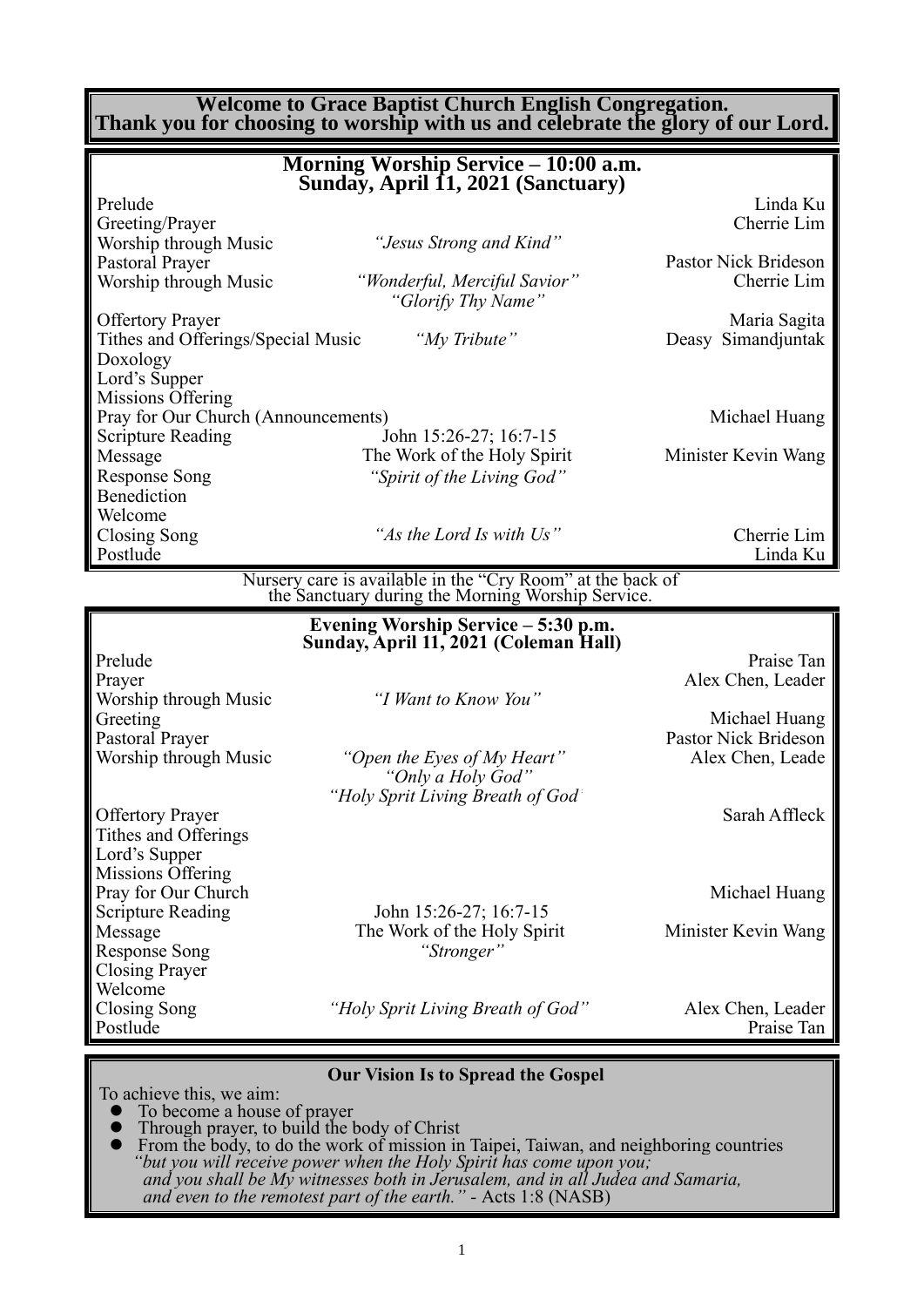**Welcome to Grace Baptist Church English Congregation. Thank you for choosing to worship with us and celebrate the glory of our Lord.**

## Morning Worship Service – 10:00 a.m.
## Sunday, April 11, 2021 (Sanctuary)

| | | |
|---|---|---|
| Prelude | | Linda Ku |
| Greeting/Prayer | | Cherrie Lim |
| Worship through Music | *"Jesus Strong and Kind"* | |
| Pastoral Prayer | | Pastor Nick Brideson |
| Worship through Music | *"Wonderful, Merciful Savior"* *"Glorify Thy Name"* | Cherrie Lim |
| Offertory Prayer | | Maria Sagita |
| Tithes and Offerings/Special Music | *"My Tribute"* | Deasy Simandjuntak |
| Doxology | | |
| Lord's Supper | | |
| Missions Offering | | |
| Pray for Our Church (Announcements) | | Michael Huang |
| Scripture Reading | John 15:26-27; 16:7-15 | |
| Message | The Work of the Holy Spirit | Minister Kevin Wang |
| Response Song | *"Spirit of the Living God"* | |
| Benediction | | |
| Welcome | | |
| Closing Song | *"As the Lord Is with Us"* | Cherrie Lim |
| Postlude | | Linda Ku |

Nursery care is available in the "Cry Room" at the back of the Sanctuary during the Morning Worship Service.

## Evening Worship Service – 5:30 p.m.
## Sunday, April 11, 2021 (Coleman Hall)

| | | |
|---|---|---|
| Prelude | | Praise Tan |
| Prayer | | Alex Chen, Leader |
| Worship through Music | *"I Want to Know You"* | |
| Greeting | | Michael Huang |
| Pastoral Prayer | | Pastor Nick Brideson |
| Worship through Music | *"Open the Eyes of My Heart"* *"Only a Holy God"* *"Holy Sprit Living Breath of God"* | Alex Chen, Leade |
| Offertory Prayer | | Sarah Affleck |
| Tithes and Offerings | | |
| Lord's Supper | | |
| Missions Offering | | |
| Pray for Our Church | | Michael Huang |
| Scripture Reading | John 15:26-27; 16:7-15 | |
| Message | The Work of the Holy Spirit | Minister Kevin Wang |
| Response Song | *"Stronger"* | |
| Closing Prayer | | |
| Welcome | | |
| Closing Song | *"Holy Sprit Living Breath of God"* | Alex Chen, Leader |
| Postlude | | Praise Tan |

### Our Vision Is to Spread the Gospel

To achieve this, we aim:

- To become a house of prayer
- Through prayer, to build the body of Christ
- From the body, to do the work of mission in Taipei, Taiwan, and neighboring countries

*"but you will receive power when the Holy Spirit has come upon you; and you shall be My witnesses both in Jerusalem, and in all Judea and Samaria, and even to the remotest part of the earth."* - Acts 1:8 (NASB)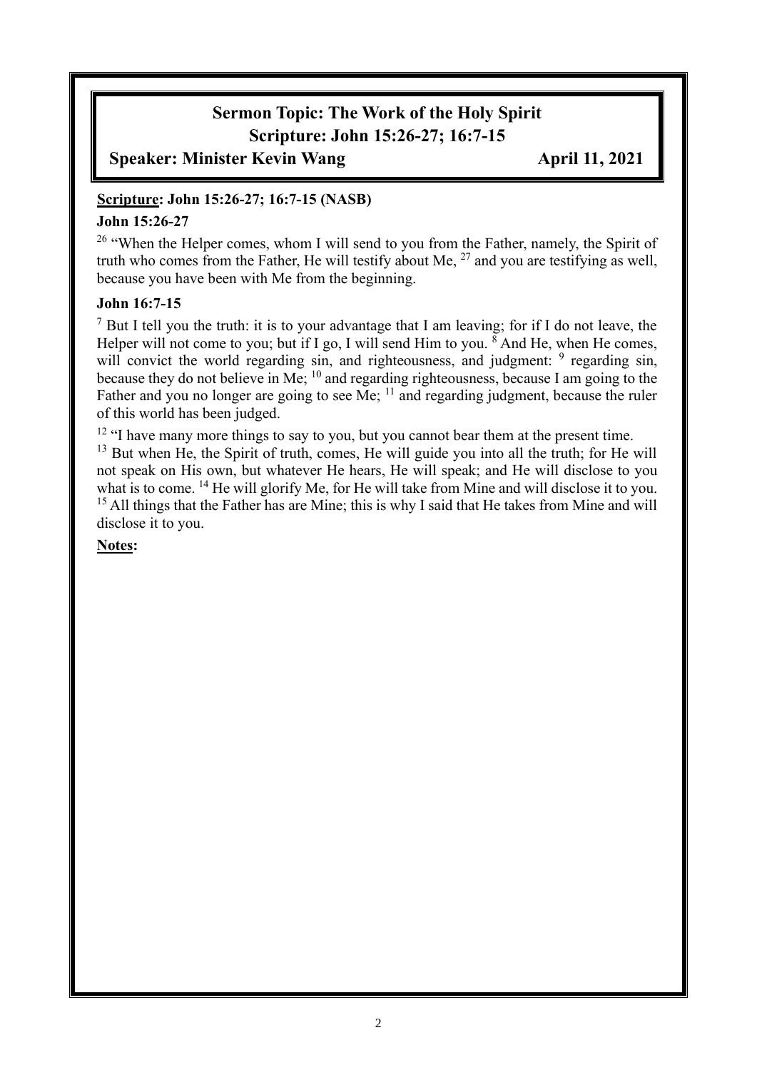# Sermon Topic: The Work of the Holy Spirit

**Scripture: John 15:26-27; 16:7-15**

**Speaker: Minister Kevin Wang** **April 11, 2021**

**Scripture: John 15:26-27; 16:7-15 (NASB)**

### John 15:26-27

[26] "When the Helper comes, whom I will send to you from the Father, namely, the Spirit of truth who comes from the Father, He will testify about Me, [27] and you are testifying as well, because you have been with Me from the beginning.

### John 16:7-15

[7] But I tell you the truth: it is to your advantage that I am leaving; for if I do not leave, the Helper will not come to you; but if I go, I will send Him to you. [8] And He, when He comes, will convict the world regarding sin, and righteousness, and judgment: [9] regarding sin, because they do not believe in Me; [10] and regarding righteousness, because I am going to the Father and you no longer are going to see Me; [11] and regarding judgment, because the ruler of this world has been judged.

[12] "I have many more things to say to you, but you cannot bear them at the present time. [13] But when He, the Spirit of truth, comes, He will guide you into all the truth; for He will not speak on His own, but whatever He hears, He will speak; and He will disclose to you what is to come. [14] He will glorify Me, for He will take from Mine and will disclose it to you. [15] All things that the Father has are Mine; this is why I said that He takes from Mine and will disclose it to you.

**Notes:**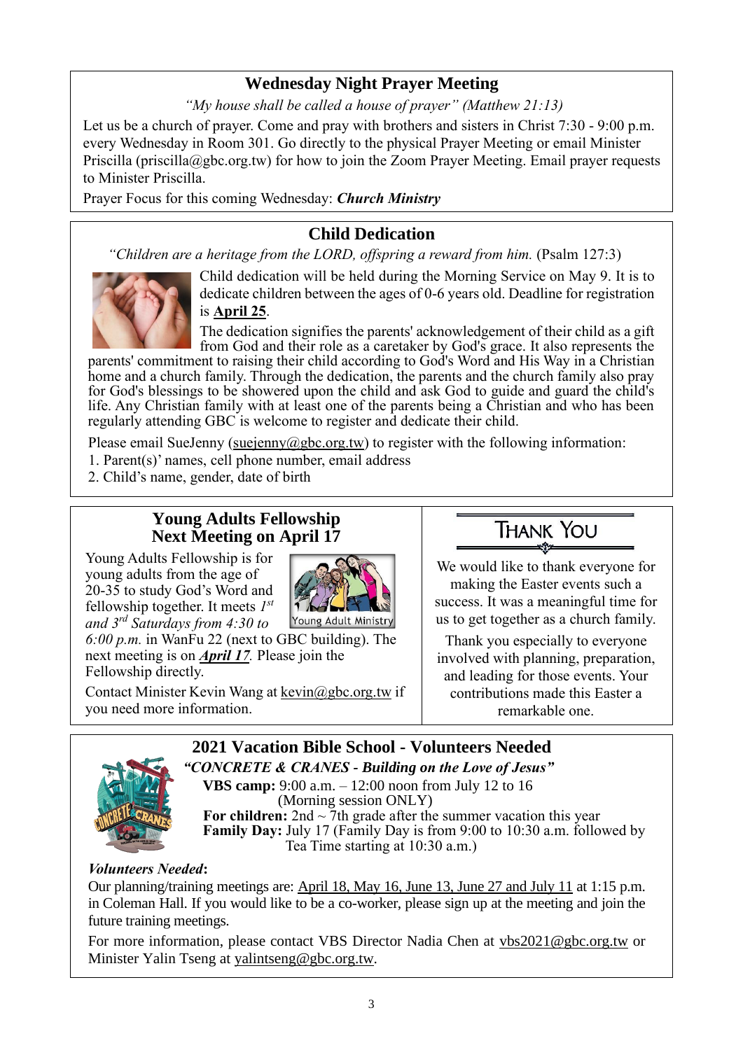## Wednesday Night Prayer Meeting

*"My house shall be called a house of prayer" (Matthew 21:13)*

Let us be a church of prayer. Come and pray with brothers and sisters in Christ 7:30 - 9:00 p.m. every Wednesday in Room 301. Go directly to the physical Prayer Meeting or email Minister Priscilla (priscilla@gbc.org.tw) for how to join the Zoom Prayer Meeting. Email prayer requests to Minister Priscilla.

Prayer Focus for this coming Wednesday: ***Church Ministry***

## Child Dedication

*"Children are a heritage from the LORD, offspring a reward from him.* (Psalm 127:3)

Child dedication will be held during the Morning Service on May 9. It is to dedicate children between the ages of 0-6 years old. Deadline for registration is **April 25**.

The dedication signifies the parents' acknowledgement of their child as a gift from God and their role as a caretaker by God's grace. It also represents the parents' commitment to raising their child according to God's Word and His Way in a Christian home and a church family. Through the dedication, the parents and the church family also pray for God's blessings to be showered upon the child and ask God to guide and guard the child's life. Any Christian family with at least one of the parents being a Christian and who has been regularly attending GBC is welcome to register and dedicate their child.

Please email SueJenny (suejenny@gbc.org.tw) to register with the following information:

1. Parent(s)' names, cell phone number, email address
2. Child's name, gender, date of birth

## Young Adults Fellowship
## Next Meeting on April 17

Young Adults Fellowship is for young adults from the age of 20-35 to study God's Word and fellowship together. It meets *1st and 3rd Saturdays from 4:30 to 6:00 p.m.* in WanFu 22 (next to GBC building). The next meeting is on ***April 17***. Please join the Fellowship directly.

Contact Minister Kevin Wang at kevin@gbc.org.tw if you need more information.

## THANK YOU

We would like to thank everyone for making the Easter events such a success. It was a meaningful time for us to get together as a church family.

Thank you especially to everyone involved with planning, preparation, and leading for those events. Your contributions made this Easter a remarkable one.

## 2021 Vacation Bible School - Volunteers Needed

***"CONCRETE & CRANES - Building on the Love of Jesus"***

**VBS camp:** 9:00 a.m. – 12:00 noon from July 12 to 16 (Morning session ONLY)

**For children:** 2nd ~ 7th grade after the summer vacation this year

**Family Day:** July 17 (Family Day is from 9:00 to 10:30 a.m. followed by Tea Time starting at 10:30 a.m.)

***Volunteers Needed*:**

Our planning/training meetings are: April 18, May 16, June 13, June 27 and July 11 at 1:15 p.m. in Coleman Hall. If you would like to be a co-worker, please sign up at the meeting and join the future training meetings.

For more information, please contact VBS Director Nadia Chen at vbs2021@gbc.org.tw or Minister Yalin Tseng at yalintseng@gbc.org.tw.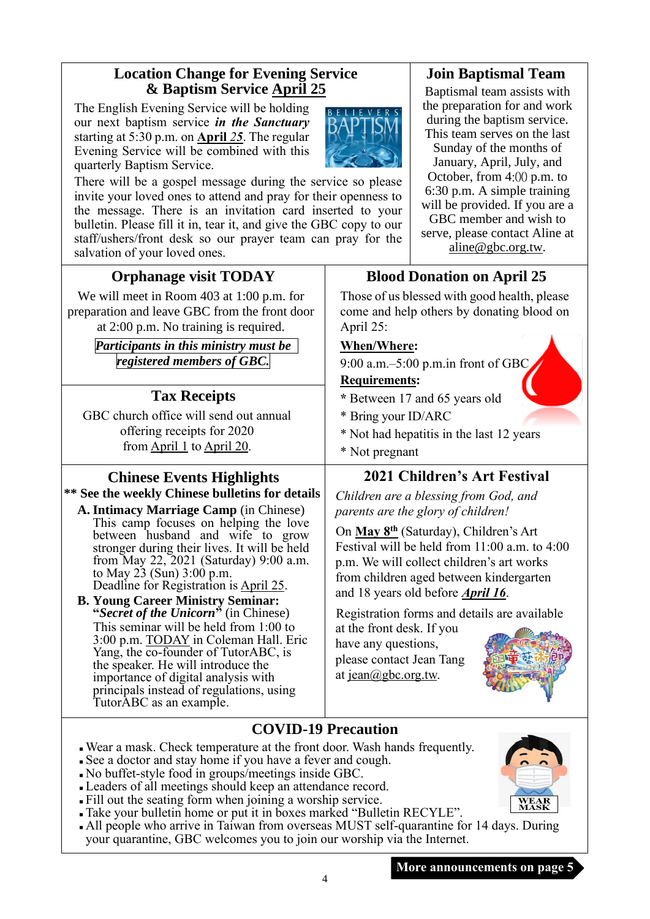## Location Change for Evening Service & Baptism Service April 25

The English Evening Service will be holding our next baptism service ***in the Sanctuary*** starting at 5:30 p.m. on **April** ***25***. The regular Evening Service will be combined with this quarterly Baptism Service.

There will be a gospel message during the service so please invite your loved ones to attend and pray for their openness to the message. There is an invitation card inserted to your bulletin. Please fill it in, tear it, and give the GBC copy to our staff/ushers/front desk so our prayer team can pray for the salvation of your loved ones.

## Join Baptismal Team

Baptismal team assists with the preparation for and work during the baptism service. This team serves on the last Sunday of the months of January, April, July, and October, from 4:00 p.m. to 6:30 p.m. A simple training will be provided. If you are a GBC member and wish to serve, please contact Aline at aline@gbc.org.tw.

## Orphanage visit TODAY

We will meet in Room 403 at 1:00 p.m. for preparation and leave GBC from the front door at 2:00 p.m. No training is required.

***Participants in this ministry must be registered members of GBC.***

## Tax Receipts

GBC church office will send out annual offering receipts for 2020 from April 1 to April 20.

## Blood Donation on April 25

Those of us blessed with good health, please come and help others by donating blood on April 25:

**When/Where:**

9:00 a.m.–5:00 p.m.in front of GBC

**Requirements:**

* Between 17 and 65 years old
* Bring your ID/ARC
* Not had hepatitis in the last 12 years
* Not pregnant

## Chinese Events Highlights

**\*\* See the weekly Chinese bulletins for details**

**A. Intimacy Marriage Camp** (in Chinese)
This camp focuses on helping the love between husband and wife to grow stronger during their lives. It will be held from May 22, 2021 (Saturday) 9:00 a.m. to May 23 (Sun) 3:00 p.m.
Deadline for Registration is April 25.

**B. Young Career Ministry Seminar: "*Secret of the Unicorn*"** (in Chinese)
This seminar will be held from 1:00 to 3:00 p.m. TODAY in Coleman Hall. Eric Yang, the co-founder of TutorABC, is the speaker. He will introduce the importance of digital analysis with principals instead of regulations, using TutorABC as an example.

## 2021 Children's Art Festival

*Children are a blessing from God, and parents are the glory of children!*

On **May 8th** (Saturday), Children's Art Festival will be held from 11:00 a.m. to 4:00 p.m. We will collect children's art works from children aged between kindergarten and 18 years old before ***April 16***.

Registration forms and details are available at the front desk. If you have any questions, please contact Jean Tang at jean@gbc.org.tw.

## COVID-19 Precaution

- Wear a mask. Check temperature at the front door. Wash hands frequently.
- See a doctor and stay home if you have a fever and cough.
- No buffet-style food in groups/meetings inside GBC.
- Leaders of all meetings should keep an attendance record.
- Fill out the seating form when joining a worship service.
- Take your bulletin home or put it in boxes marked "Bulletin RECYLE".
- All people who arrive in Taiwan from overseas MUST self-quarantine for 14 days. During your quarantine, GBC welcomes you to join our worship via the Internet.

**More announcements on page 5**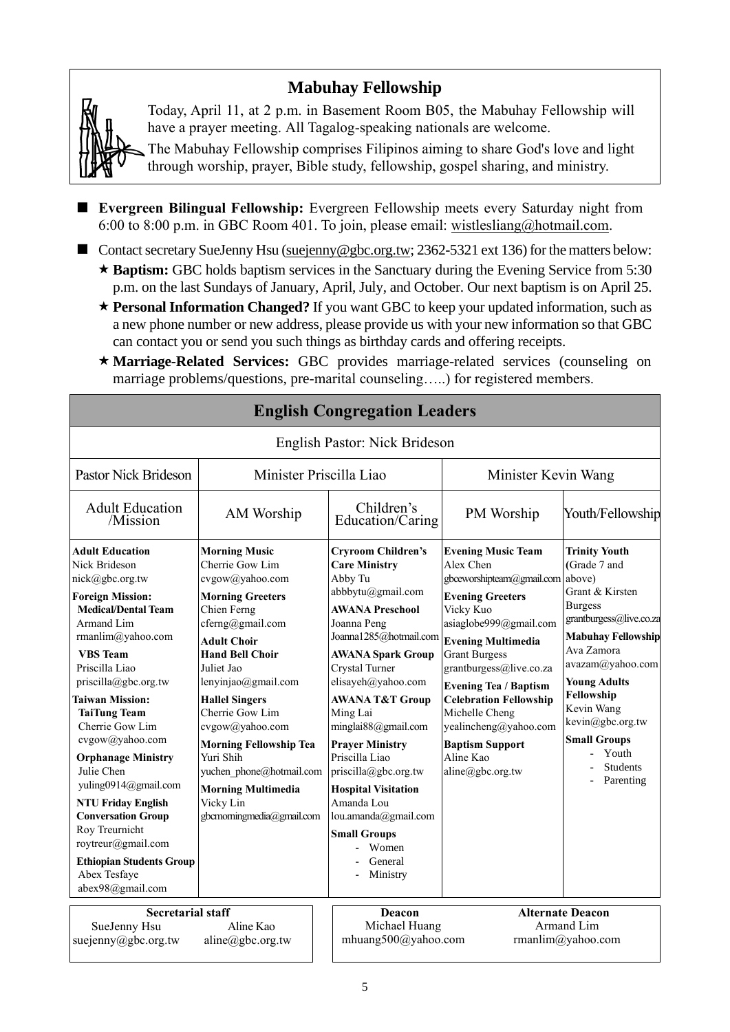## Mabuhay Fellowship

Today, April 11, at 2 p.m. in Basement Room B05, the Mabuhay Fellowship will have a prayer meeting. All Tagalog-speaking nationals are welcome.

The Mabuhay Fellowship comprises Filipinos aiming to share God's love and light through worship, prayer, Bible study, fellowship, gospel sharing, and ministry.

- **Evergreen Bilingual Fellowship:** Evergreen Fellowship meets every Saturday night from 6:00 to 8:00 p.m. in GBC Room 401. To join, please email: wistlesliang@hotmail.com.
- Contact secretary SueJenny Hsu (suejenny@gbc.org.tw; 2362-5321 ext 136) for the matters below:
  - ★ **Baptism:** GBC holds baptism services in the Sanctuary during the Evening Service from 5:30 p.m. on the last Sundays of January, April, July, and October. Our next baptism is on April 25.
  - ★ **Personal Information Changed?** If you want GBC to keep your updated information, such as a new phone number or new address, please provide us with your new information so that GBC can contact you or send you such things as birthday cards and offering receipts.
  - ★ **Marriage-Related Services:** GBC provides marriage-related services (counseling on marriage problems/questions, pre-marital counseling…..) for registered members.

## English Congregation Leaders

English Pastor: Nick Brideson

| Pastor Nick Brideson | Minister Priscilla Liao | | Minister Kevin Wang | |
|---|---|---|---|---|
| Adult Education /Mission | AM Worship | Children's Education/Caring | PM Worship | Youth/Fellowship |
| **Adult Education**<br>Nick Brideson<br>nick@gbc.org.tw<br>**Foreign Mission:**<br>**Medical/Dental Team**<br>Armand Lim<br>rmanlim@yahoo.com<br>**VBS Team**<br>Priscilla Liao<br>priscilla@gbc.org.tw<br>**Taiwan Mission:**<br>**TaiTung Team**<br>Cherrie Gow Lim<br>cvgow@yahoo.com<br>**Orphanage Ministry**<br>Julie Chen<br>yuling0914@gmail.com<br>**NTU Friday English Conversation Group**<br>Roy Treurnicht<br>roytreur@gmail.com<br>**Ethiopian Students Group**<br>Abex Tesfaye<br>abex98@gmail.com | **Morning Music**<br>Cherrie Gow Lim<br>cvgow@yahoo.com<br>**Morning Greeters**<br>Chien Ferng<br>cferng@gmail.com<br>**Adult Choir**<br>**Hand Bell Choir**<br>Juliet Jao<br>lenyinjao@gmail.com<br>**Hallel Singers**<br>Cherrie Gow Lim<br>cvgow@yahoo.com<br>**Morning Fellowship Tea**<br>Yuri Shih<br>yuchen_phone@hotmail.com<br>**Morning Multimedia**<br>Vicky Lin<br>gbcmorningmedia@gmail.com | **Cryroom Children's Care Ministry**<br>Abby Tu<br>abbbytu@gmail.com<br>**AWANA Preschool**<br>Joanna Peng<br>Joanna1285@hotmail.com<br>**AWANA Spark Group**<br>Crystal Turner<br>elisayeh@yahoo.com<br>**AWANA T&T Group**<br>Ming Lai<br>minglai88@gmail.com<br>**Prayer Ministry**<br>Priscilla Liao<br>priscilla@gbc.org.tw<br>**Hospital Visitation**<br>Amanda Lou<br>lou.amanda@gmail.com<br>**Small Groups**<br>- Women<br>- General<br>- Ministry | **Evening Music Team**<br>Alex Chen<br>gbceworshipteam@gmail.com<br>**Evening Greeters**<br>Vicky Kuo<br>asiaglobe999@gmail.com<br>**Evening Multimedia**<br>Grant Burgess<br>grantburgess@live.co.za<br>**Evening Tea / Baptism Celebration Fellowship**<br>Michelle Cheng<br>yealincheng@yahoo.com<br>**Baptism Support**<br>Aline Kao<br>aline@gbc.org.tw | **Trinity Youth** (Grade 7 and above)<br>Grant & Kirsten Burgess<br>grantburgess@live.co.za<br>**Mabuhay Fellowship**<br>Ava Zamora<br>avazam@yahoo.com<br>**Young Adults Fellowship**<br>Kevin Wang<br>kevin@gbc.org.tw<br>**Small Groups**<br>- Youth<br>- Students<br>- Parenting |

| Secretarial staff | | Deacon | Alternate Deacon |
|---|---|---|---|
| SueJenny Hsu<br>suejenny@gbc.org.tw | Aline Kao<br>aline@gbc.org.tw | Michael Huang<br>mhuang500@yahoo.com | Armand Lim<br>rmanlim@yahoo.com |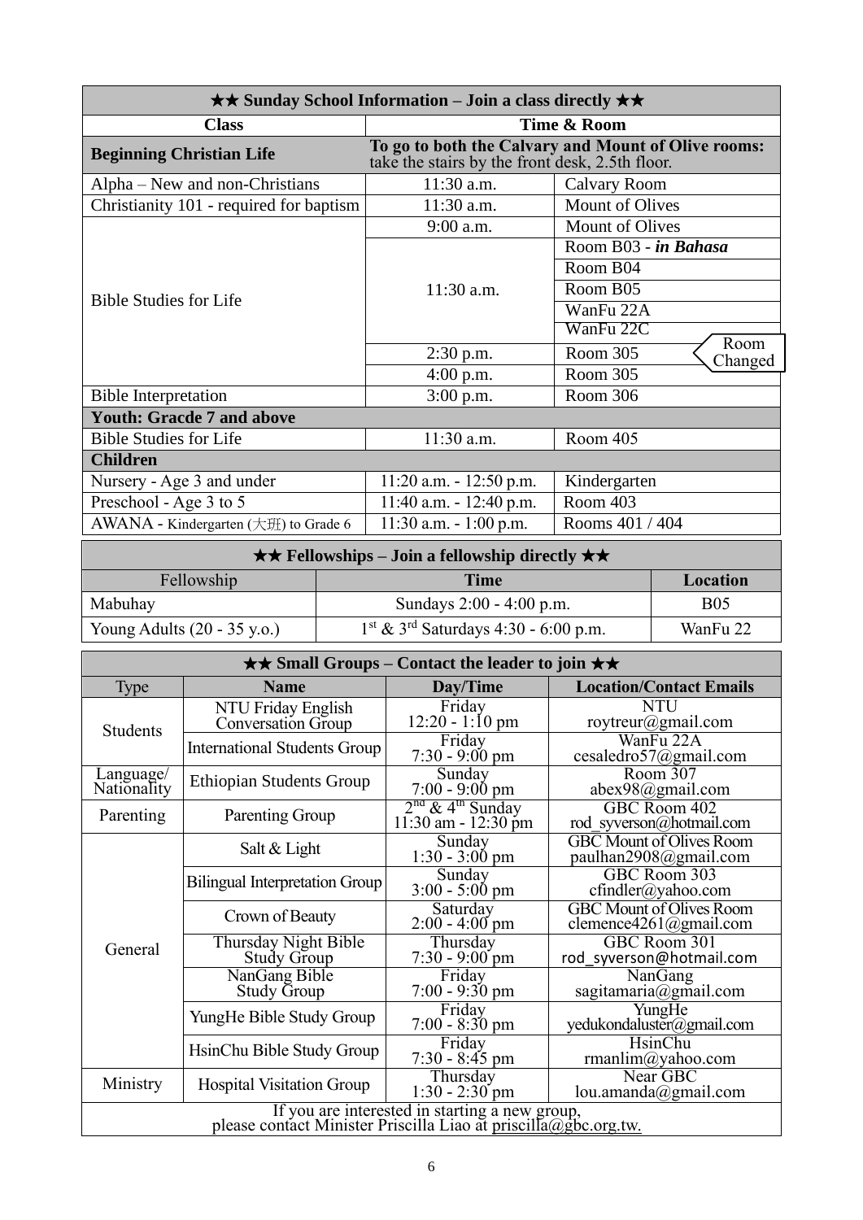| ★★ Sunday School Information – Join a class directly ★★ | | |
|---|---|---|
| **Class** | **Time & Room** | |
| **Beginning Christian Life** | **To go to both the Calvary and Mount of Olive rooms:** take the stairs by the front desk, 2.5th floor. | |
| Alpha – New and non-Christians | 11:30 a.m. | Calvary Room |
| Christianity 101 - required for baptism | 11:30 a.m. | Mount of Olives |
| Bible Studies for Life | 9:00 a.m. | Mount of Olives |
| | 11:30 a.m. | Room B03 - ***in Bahasa*** |
| | | Room B04 |
| | | Room B05 |
| | | WanFu 22A |
| | | WanFu 22C |
| | 2:30 p.m. | Room 305 (Room Changed) |
| | 4:00 p.m. | Room 305 |
| Bible Interpretation | 3:00 p.m. | Room 306 |
| **Youth: Gracde 7 and above** | | |
| Bible Studies for Life | 11:30 a.m. | Room 405 |
| **Children** | | |
| Nursery - Age 3 and under | 11:20 a.m. - 12:50 p.m. | Kindergarten |
| Preschool - Age 3 to 5 | 11:40 a.m. - 12:40 p.m. | Room 403 |
| AWANA - Kindergarten (大班) to Grade 6 | 11:30 a.m. - 1:00 p.m. | Rooms 401 / 404 |

| ★★ Fellowships – Join a fellowship directly ★★ | | |
|---|---|---|
| Fellowship | **Time** | **Location** |
| Mabuhay | Sundays 2:00 - 4:00 p.m. | B05 |
| Young Adults (20 - 35 y.o.) | 1st & 3rd Saturdays 4:30 - 6:00 p.m. | WanFu 22 |

| ★★ Small Groups – Contact the leader to join ★★ | | | |
|---|---|---|---|
| Type | **Name** | **Day/Time** | **Location/Contact Emails** |
| Students | NTU Friday English Conversation Group | Friday 12:20 - 1:10 pm | NTU roytreur@gmail.com |
| | International Students Group | Friday 7:30 - 9:00 pm | WanFu 22A cesaledro57@gmail.com |
| Language/ Nationality | Ethiopian Students Group | Sunday 7:00 - 9:00 pm | Room 307 abex98@gmail.com |
| Parenting | Parenting Group | 2nd & 4th Sunday 11:30 am - 12:30 pm | GBC Room 402 rod_syverson@hotmail.com |
| General | Salt & Light | Sunday 1:30 - 3:00 pm | GBC Mount of Olives Room paulhan2908@gmail.com |
| | Bilingual Interpretation Group | Sunday 3:00 - 5:00 pm | GBC Room 303 cfindler@yahoo.com |
| | Crown of Beauty | Saturday 2:00 - 4:00 pm | GBC Mount of Olives Room clemence4261@gmail.com |
| | Thursday Night Bible Study Group | Thursday 7:30 - 9:00 pm | GBC Room 301 rod_syverson@hotmail.com |
| | NanGang Bible Study Group | Friday 7:00 - 9:30 pm | NanGang sagitamaria@gmail.com |
| | YungHe Bible Study Group | Friday 7:00 - 8:30 pm | YungHe yedukondaluster@gmail.com |
| | HsinChu Bible Study Group | Friday 7:30 - 8:45 pm | HsinChu rmanlim@yahoo.com |
| Ministry | Hospital Visitation Group | Thursday 1:30 - 2:30 pm | Near GBC lou.amanda@gmail.com |
| If you are interested in starting a new group, please contact Minister Priscilla Liao at priscilla@gbc.org.tw. | | | |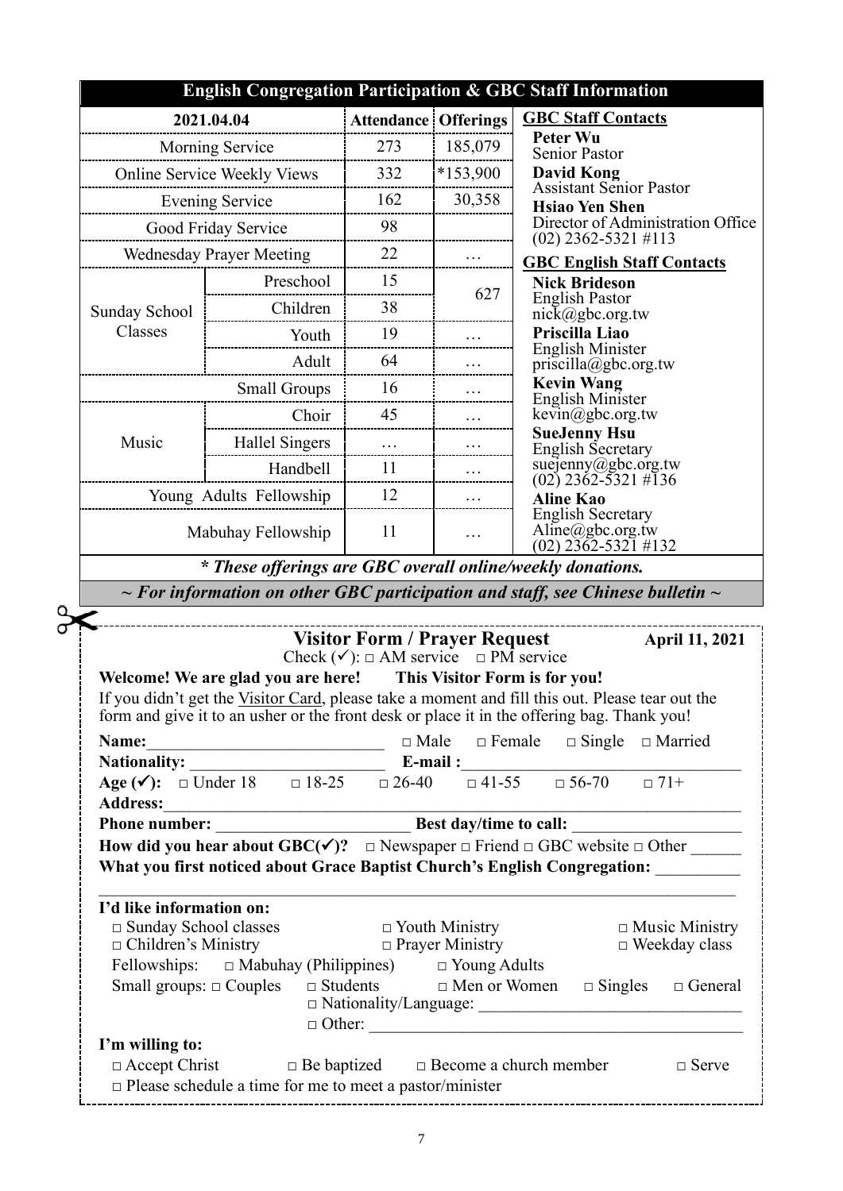## English Congregation Participation & GBC Staff Information

| 2021.04.04 | | Attendance | Offerings |
|---|---|---|---|
| Morning Service | | 273 | 185,079 |
| Online Service Weekly Views | | 332 | *153,900 |
| Evening Service | | 162 | 30,358 |
| Good Friday Service | | 98 | |
| Wednesday Prayer Meeting | | 22 | … |
| Sunday School Classes | Preschool | 15 | 627 |
| | Children | 38 | |
| | Youth | 19 | … |
| | Adult | 64 | … |
| Small Groups | | 16 | … |
| Music | Choir | 45 | … |
| | Hallel Singers | … | … |
| | Handbell | 11 | … |
| Young Adults Fellowship | | 12 | … |
| Mabuhay Fellowship | | 11 | … |

***These offerings are GBC overall online/weekly donations.**

**GBC Staff Contacts**

**Peter Wu**
Senior Pastor

**David Kong**
Assistant Senior Pastor

**Hsiao Yen Shen**
Director of Administration Office
(02) 2362-5321 #113

**GBC English Staff Contacts**

**Nick Brideson**
English Pastor
nick@gbc.org.tw

**Priscilla Liao**
English Minister
priscilla@gbc.org.tw

**Kevin Wang**
English Minister
kevin@gbc.org.tw

**SueJenny Hsu**
English Secretary
suejenny@gbc.org.tw
(02) 2362-5321 #136

**Aline Kao**
English Secretary
Aline@gbc.org.tw
(02) 2362-5321 #132

***~ For information on other GBC participation and staff, see Chinese bulletin ~***

---

### Visitor Form / Prayer Request — April 11, 2021

Check (✓): □ AM service □ PM service

**Welcome! We are glad you are here! This Visitor Form is for you!**

If you didn't get the Visitor Card, please take a moment and fill this out. Please tear out the form and give it to an usher or the front desk or place it in the offering bag. Thank you!

**Name:**____________________________ □ Male □ Female □ Single □ Married

**Nationality:** ______________________ **E-mail :**________________________________

**Age (✓):** □ Under 18 □ 18-25 □ 26-40 □ 41-55 □ 56-70 □ 71+

**Address:**______________________________________________________________

**Phone number:** _______________________ **Best day/time to call:** ___________________

**How did you hear about GBC(✓)?** □ Newspaper □ Friend □ GBC website □ Other ______

**What you first noticed about Grace Baptist Church's English Congregation:** __________

______________________________________________________________________

**I'd like information on:**

□ Sunday School classes □ Youth Ministry □ Music Ministry
□ Children's Ministry □ Prayer Ministry □ Weekday class

Fellowships: □ Mabuhay (Philippines) □ Young Adults

Small groups: □ Couples □ Students □ Men or Women □ Singles □ General
□ Nationality/Language: ______________________________
□ Other: ____________________________________________

**I'm willing to:**

□ Accept Christ □ Be baptized □ Become a church member □ Serve

□ Please schedule a time for me to meet a pastor/minister